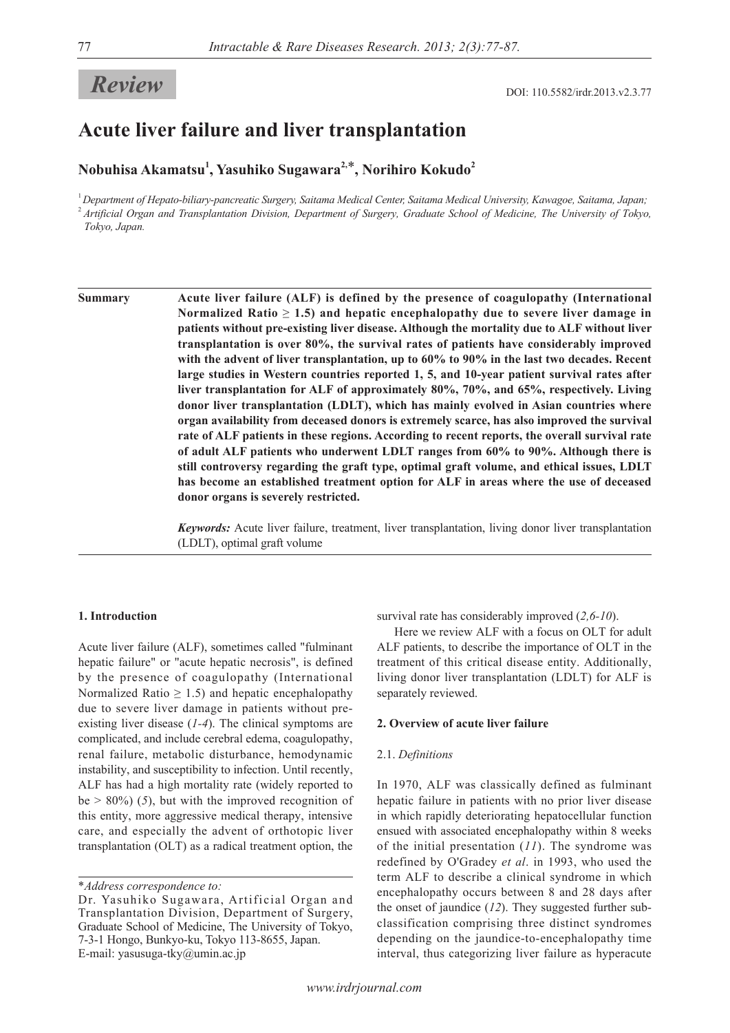*Review*

DOI: 110.5582/irdr.2013.v2.3.77

# Acute liver failure and liver transplantation

**Nobuhisa Akamatsu[1], Yasuhiko Sugawara[2,*], Norihiro Kokudo[2]**

[1] *Department of Hepato-biliary-pancreatic Surgery, Saitama Medical Center, Saitama Medical University, Kawagoe, Saitama, Japan;*
[2] *Artificial Organ and Transplantation Division, Department of Surgery, Graduate School of Medicine, The University of Tokyo, Tokyo, Japan.*

**Summary** **Acute liver failure (ALF) is defined by the presence of coagulopathy (International Normalized Ratio ≥ 1.5) and hepatic encephalopathy due to severe liver damage in patients without pre-existing liver disease. Although the mortality due to ALF without liver transplantation is over 80%, the survival rates of patients have considerably improved with the advent of liver transplantation, up to 60% to 90% in the last two decades. Recent large studies in Western countries reported 1, 5, and 10-year patient survival rates after liver transplantation for ALF of approximately 80%, 70%, and 65%, respectively. Living donor liver transplantation (LDLT), which has mainly evolved in Asian countries where organ availability from deceased donors is extremely scarce, has also improved the survival rate of ALF patients in these regions. According to recent reports, the overall survival rate of adult ALF patients who underwent LDLT ranges from 60% to 90%. Although there is still controversy regarding the graft type, optimal graft volume, and ethical issues, LDLT has become an established treatment option for ALF in areas where the use of deceased donor organs is severely restricted.**

***Keywords:*** Acute liver failure, treatment, liver transplantation, living donor liver transplantation (LDLT), optimal graft volume

## 1. Introduction

Acute liver failure (ALF), sometimes called "fulminant hepatic failure" or "acute hepatic necrosis", is defined by the presence of coagulopathy (International Normalized Ratio ≥ 1.5) and hepatic encephalopathy due to severe liver damage in patients without pre-existing liver disease (*1-4*). The clinical symptoms are complicated, and include cerebral edema, coagulopathy, renal failure, metabolic disturbance, hemodynamic instability, and susceptibility to infection. Until recently, ALF has had a high mortality rate (widely reported to be > 80%) (*5*), but with the improved recognition of this entity, more aggressive medical therapy, intensive care, and especially the advent of orthotopic liver transplantation (OLT) as a radical treatment option, the survival rate has considerably improved (*2,6-10*).

Here we review ALF with a focus on OLT for adult ALF patients, to describe the importance of OLT in the treatment of this critical disease entity. Additionally, living donor liver transplantation (LDLT) for ALF is separately reviewed.

## 2. Overview of acute liver failure

### 2.1. *Definitions*

In 1970, ALF was classically defined as fulminant hepatic failure in patients with no prior liver disease in which rapidly deteriorating hepatocellular function ensued with associated encephalopathy within 8 weeks of the initial presentation (*11*). The syndrome was redefined by O'Gradey *et al*. in 1993, who used the term ALF to describe a clinical syndrome in which encephalopathy occurs between 8 and 28 days after the onset of jaundice (*12*). They suggested further sub-classification comprising three distinct syndromes depending on the jaundice-to-encephalopathy time interval, thus categorizing liver failure as hyperacute

*\*Address correspondence to:*
Dr. Yasuhiko Sugawara, Artificial Organ and Transplantation Division, Department of Surgery, Graduate School of Medicine, The University of Tokyo, 7-3-1 Hongo, Bunkyo-ku, Tokyo 113-8655, Japan.
E-mail: yasusuga-tky@umin.ac.jp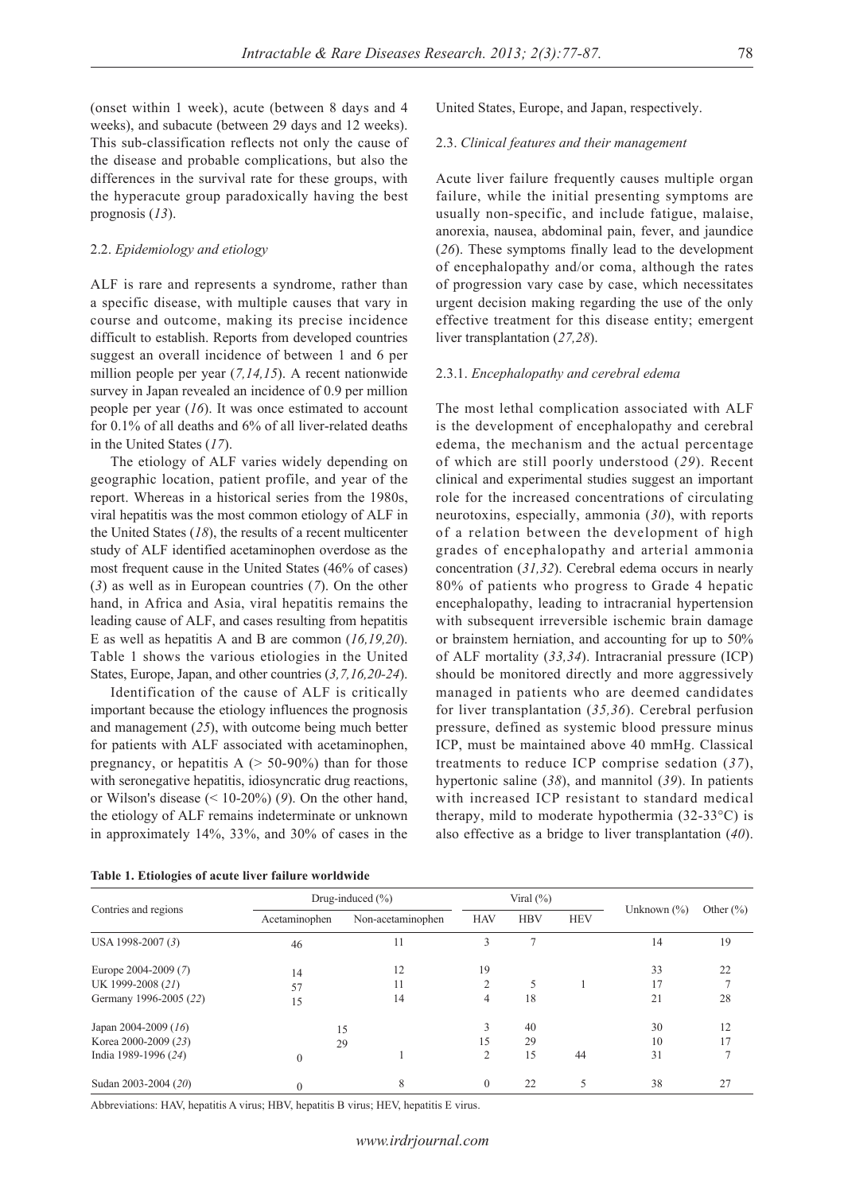(onset within 1 week), acute (between 8 days and 4 weeks), and subacute (between 29 days and 12 weeks). This sub-classification reflects not only the cause of the disease and probable complications, but also the differences in the survival rate for these groups, with the hyperacute group paradoxically having the best prognosis (*13*).

### 2.2. *Epidemiology and etiology*

ALF is rare and represents a syndrome, rather than a specific disease, with multiple causes that vary in course and outcome, making its precise incidence difficult to establish. Reports from developed countries suggest an overall incidence of between 1 and 6 per million people per year (*7,14,15*). A recent nationwide survey in Japan revealed an incidence of 0.9 per million people per year (*16*). It was once estimated to account for 0.1% of all deaths and 6% of all liver-related deaths in the United States (*17*).

The etiology of ALF varies widely depending on geographic location, patient profile, and year of the report. Whereas in a historical series from the 1980s, viral hepatitis was the most common etiology of ALF in the United States (*18*), the results of a recent multicenter study of ALF identified acetaminophen overdose as the most frequent cause in the United States (46% of cases) (*3*) as well as in European countries (*7*). On the other hand, in Africa and Asia, viral hepatitis remains the leading cause of ALF, and cases resulting from hepatitis E as well as hepatitis A and B are common (*16,19,20*). Table 1 shows the various etiologies in the United States, Europe, Japan, and other countries (*3,7,16,20-24*).

Identification of the cause of ALF is critically important because the etiology influences the prognosis and management (*25*), with outcome being much better for patients with ALF associated with acetaminophen, pregnancy, or hepatitis A (> 50-90%) than for those with seronegative hepatitis, idiosyncratic drug reactions, or Wilson's disease (< 10-20%) (*9*). On the other hand, the etiology of ALF remains indeterminate or unknown in approximately 14%, 33%, and 30% of cases in the United States, Europe, and Japan, respectively.

### 2.3. *Clinical features and their management*

Acute liver failure frequently causes multiple organ failure, while the initial presenting symptoms are usually non-specific, and include fatigue, malaise, anorexia, nausea, abdominal pain, fever, and jaundice (*26*). These symptoms finally lead to the development of encephalopathy and/or coma, although the rates of progression vary case by case, which necessitates urgent decision making regarding the use of the only effective treatment for this disease entity; emergent liver transplantation (*27,28*).

#### 2.3.1. *Encephalopathy and cerebral edema*

The most lethal complication associated with ALF is the development of encephalopathy and cerebral edema, the mechanism and the actual percentage of which are still poorly understood (*29*). Recent clinical and experimental studies suggest an important role for the increased concentrations of circulating neurotoxins, especially, ammonia (*30*), with reports of a relation between the development of high grades of encephalopathy and arterial ammonia concentration (*31,32*). Cerebral edema occurs in nearly 80% of patients who progress to Grade 4 hepatic encephalopathy, leading to intracranial hypertension with subsequent irreversible ischemic brain damage or brainstem herniation, and accounting for up to 50% of ALF mortality (*33,34*). Intracranial pressure (ICP) should be monitored directly and more aggressively managed in patients who are deemed candidates for liver transplantation (*35,36*). Cerebral perfusion pressure, defined as systemic blood pressure minus ICP, must be maintained above 40 mmHg. Classical treatments to reduce ICP comprise sedation (*37*), hypertonic saline (*38*), and mannitol (*39*). In patients with increased ICP resistant to standard medical therapy, mild to moderate hypothermia (32-33°C) is also effective as a bridge to liver transplantation (*40*).

**Table 1. Etiologies of acute liver failure worldwide**

| Contries and regions | Drug-induced (%) | | Viral (%) | | | Unknown (%) | Other (%) |
|---|---|---|---|---|---|---|---|
| | Acetaminophen | Non-acetaminophen | HAV | HBV | HEV | | |
| USA 1998-2007 (*3*) | 46 | 11 | 3 | 7 | | 14 | 19 |
| Europe 2004-2009 (*7*) | 14 | 12 | 19 | | | 33 | 22 |
| UK 1999-2008 (*21*) | 57 | 11 | 2 | 5 | 1 | 17 | 7 |
| Germany 1996-2005 (*22*) | 15 | 14 | 4 | 18 | | 21 | 28 |
| Japan 2004-2009 (*16*) | 15 | | 3 | 40 | | 30 | 12 |
| Korea 2000-2009 (*23*) | 29 | | 15 | 29 | | 10 | 17 |
| India 1989-1996 (*24*) | 0 | 1 | 2 | 15 | 44 | 31 | 7 |
| Sudan 2003-2004 (*20*) | 0 | 8 | 0 | 22 | 5 | 38 | 27 |

Abbreviations: HAV, hepatitis A virus; HBV, hepatitis B virus; HEV, hepatitis E virus.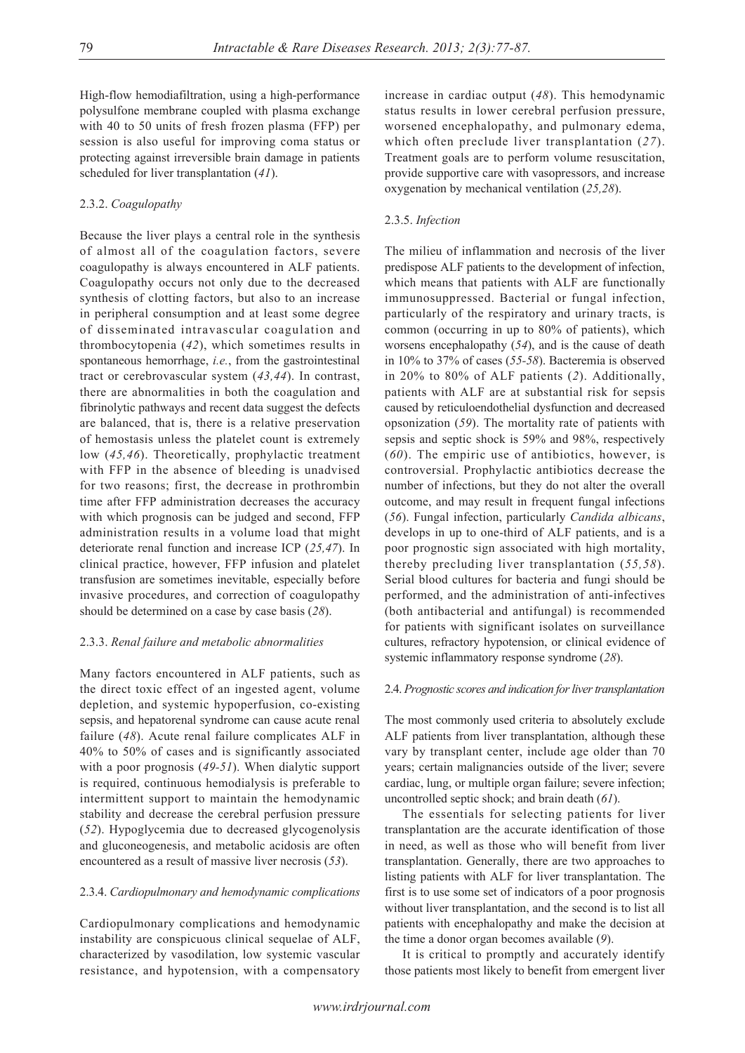High-flow hemodiafiltration, using a high-performance polysulfone membrane coupled with plasma exchange with 40 to 50 units of fresh frozen plasma (FFP) per session is also useful for improving coma status or protecting against irreversible brain damage in patients scheduled for liver transplantation (*41*).

#### 2.3.2. *Coagulopathy*

Because the liver plays a central role in the synthesis of almost all of the coagulation factors, severe coagulopathy is always encountered in ALF patients. Coagulopathy occurs not only due to the decreased synthesis of clotting factors, but also to an increase in peripheral consumption and at least some degree of disseminated intravascular coagulation and thrombocytopenia (*42*), which sometimes results in spontaneous hemorrhage, *i.e.*, from the gastrointestinal tract or cerebrovascular system (*43,44*). In contrast, there are abnormalities in both the coagulation and fibrinolytic pathways and recent data suggest the defects are balanced, that is, there is a relative preservation of hemostasis unless the platelet count is extremely low (*45,46*). Theoretically, prophylactic treatment with FFP in the absence of bleeding is unadvised for two reasons; first, the decrease in prothrombin time after FFP administration decreases the accuracy with which prognosis can be judged and second, FFP administration results in a volume load that might deteriorate renal function and increase ICP (*25,47*). In clinical practice, however, FFP infusion and platelet transfusion are sometimes inevitable, especially before invasive procedures, and correction of coagulopathy should be determined on a case by case basis (*28*).

#### 2.3.3. *Renal failure and metabolic abnormalities*

Many factors encountered in ALF patients, such as the direct toxic effect of an ingested agent, volume depletion, and systemic hypoperfusion, co-existing sepsis, and hepatorenal syndrome can cause acute renal failure (*48*). Acute renal failure complicates ALF in 40% to 50% of cases and is significantly associated with a poor prognosis (*49-51*). When dialytic support is required, continuous hemodialysis is preferable to intermittent support to maintain the hemodynamic stability and decrease the cerebral perfusion pressure (*52*). Hypoglycemia due to decreased glycogenolysis and gluconeogenesis, and metabolic acidosis are often encountered as a result of massive liver necrosis (*53*).

#### 2.3.4. *Cardiopulmonary and hemodynamic complications*

Cardiopulmonary complications and hemodynamic instability are conspicuous clinical sequelae of ALF, characterized by vasodilation, low systemic vascular resistance, and hypotension, with a compensatory increase in cardiac output (*48*). This hemodynamic status results in lower cerebral perfusion pressure, worsened encephalopathy, and pulmonary edema, which often preclude liver transplantation (*27*). Treatment goals are to perform volume resuscitation, provide supportive care with vasopressors, and increase oxygenation by mechanical ventilation (*25,28*).

#### 2.3.5. *Infection*

The milieu of inflammation and necrosis of the liver predispose ALF patients to the development of infection, which means that patients with ALF are functionally immunosuppressed. Bacterial or fungal infection, particularly of the respiratory and urinary tracts, is common (occurring in up to 80% of patients), which worsens encephalopathy (*54*), and is the cause of death in 10% to 37% of cases (*55-58*). Bacteremia is observed in 20% to 80% of ALF patients (*2*). Additionally, patients with ALF are at substantial risk for sepsis caused by reticuloendothelial dysfunction and decreased opsonization (*59*). The mortality rate of patients with sepsis and septic shock is 59% and 98%, respectively (*60*). The empiric use of antibiotics, however, is controversial. Prophylactic antibiotics decrease the number of infections, but they do not alter the overall outcome, and may result in frequent fungal infections (*56*). Fungal infection, particularly *Candida albicans*, develops in up to one-third of ALF patients, and is a poor prognostic sign associated with high mortality, thereby precluding liver transplantation (*55,58*). Serial blood cultures for bacteria and fungi should be performed, and the administration of anti-infectives (both antibacterial and antifungal) is recommended for patients with significant isolates on surveillance cultures, refractory hypotension, or clinical evidence of systemic inflammatory response syndrome (*28*).

### 2.4. *Prognostic scores and indication for liver transplantation*

The most commonly used criteria to absolutely exclude ALF patients from liver transplantation, although these vary by transplant center, include age older than 70 years; certain malignancies outside of the liver; severe cardiac, lung, or multiple organ failure; severe infection; uncontrolled septic shock; and brain death (*61*).

The essentials for selecting patients for liver transplantation are the accurate identification of those in need, as well as those who will benefit from liver transplantation. Generally, there are two approaches to listing patients with ALF for liver transplantation. The first is to use some set of indicators of a poor prognosis without liver transplantation, and the second is to list all patients with encephalopathy and make the decision at the time a donor organ becomes available (*9*).

It is critical to promptly and accurately identify those patients most likely to benefit from emergent liver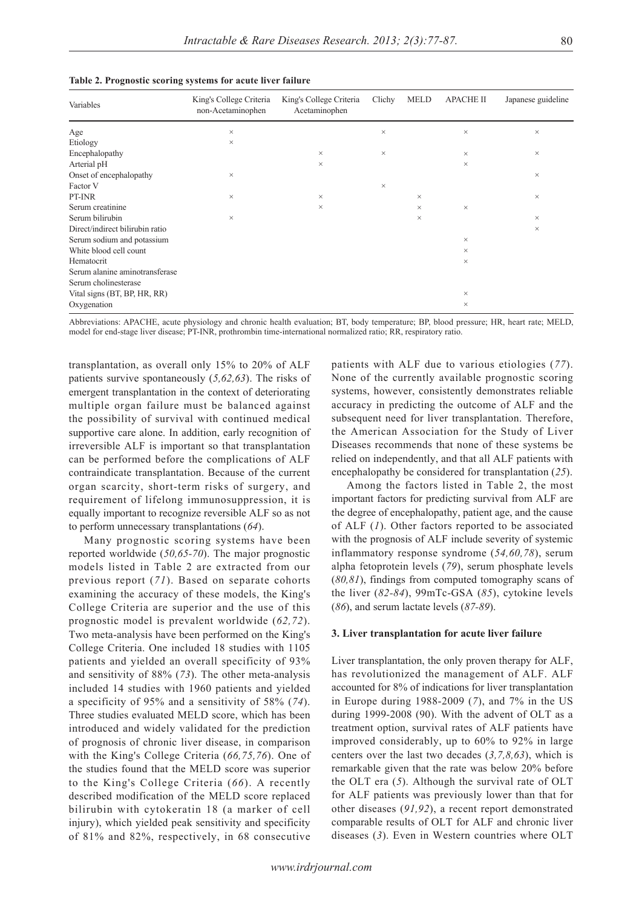**Table 2. Prognostic scoring systems for acute liver failure**

| Variables | King's College Criteria non-Acetaminophen | King's College Criteria Acetaminophen | Clichy | MELD | APACHE II | Japanese guideline |
|---|---|---|---|---|---|---|
| Age | × | | × | | × | × |
| Etiology | × | | | | | |
| Encephalopathy | | × | × | | × | × |
| Arterial pH | | × | | | × | |
| Onset of encephalopathy | × | | | | | × |
| Factor V | | | × | | | |
| PT-INR | × | × | | × | | × |
| Serum creatinine | | × | | × | × | |
| Serum bilirubin | × | | | × | | × |
| Direct/indirect bilirubin ratio | | | | | | × |
| Serum sodium and potassium | | | | | × | |
| White blood cell count | | | | | × | |
| Hematocrit | | | | | × | |
| Serum alanine aminotransferase | | | | | | |
| Serum cholinesterase | | | | | | |
| Vital signs (BT, BP, HR, RR) | | | | | × | |
| Oxygenation | | | | | × | |

Abbreviations: APACHE, acute physiology and chronic health evaluation; BT, body temperature; BP, blood pressure; HR, heart rate; MELD, model for end-stage liver disease; PT-INR, prothrombin time-international normalized ratio; RR, respiratory ratio.

transplantation, as overall only 15% to 20% of ALF patients survive spontaneously (*5,62,63*). The risks of emergent transplantation in the context of deteriorating multiple organ failure must be balanced against the possibility of survival with continued medical supportive care alone. In addition, early recognition of irreversible ALF is important so that transplantation can be performed before the complications of ALF contraindicate transplantation. Because of the current organ scarcity, short-term risks of surgery, and requirement of lifelong immunosuppression, it is equally important to recognize reversible ALF so as not to perform unnecessary transplantations (*64*).

Many prognostic scoring systems have been reported worldwide (*50,65-70*). The major prognostic models listed in Table 2 are extracted from our previous report (*71*). Based on separate cohorts examining the accuracy of these models, the King's College Criteria are superior and the use of this prognostic model is prevalent worldwide (*62,72*). Two meta-analysis have been performed on the King's College Criteria. One included 18 studies with 1105 patients and yielded an overall specificity of 93% and sensitivity of 88% (*73*). The other meta-analysis included 14 studies with 1960 patients and yielded a specificity of 95% and a sensitivity of 58% (*74*). Three studies evaluated MELD score, which has been introduced and widely validated for the prediction of prognosis of chronic liver disease, in comparison with the King's College Criteria (*66,75,76*). One of the studies found that the MELD score was superior to the King's College Criteria (*66*). A recently described modification of the MELD score replaced bilirubin with cytokeratin 18 (a marker of cell injury), which yielded peak sensitivity and specificity of 81% and 82%, respectively, in 68 consecutive patients with ALF due to various etiologies (*77*). None of the currently available prognostic scoring systems, however, consistently demonstrates reliable accuracy in predicting the outcome of ALF and the subsequent need for liver transplantation. Therefore, the American Association for the Study of Liver Diseases recommends that none of these systems be relied on independently, and that all ALF patients with encephalopathy be considered for transplantation (*25*).

Among the factors listed in Table 2, the most important factors for predicting survival from ALF are the degree of encephalopathy, patient age, and the cause of ALF (*1*). Other factors reported to be associated with the prognosis of ALF include severity of systemic inflammatory response syndrome (*54,60,78*), serum alpha fetoprotein levels (*79*), serum phosphate levels (*80,81*), findings from computed tomography scans of the liver (*82-84*), 99mTc-GSA (*85*), cytokine levels (*86*), and serum lactate levels (*87-89*).

### 3. Liver transplantation for acute liver failure

Liver transplantation, the only proven therapy for ALF, has revolutionized the management of ALF. ALF accounted for 8% of indications for liver transplantation in Europe during 1988-2009 (*7*), and 7% in the US during 1999-2008 (90). With the advent of OLT as a treatment option, survival rates of ALF patients have improved considerably, up to 60% to 92% in large centers over the last two decades (*3,7,8,63*), which is remarkable given that the rate was below 20% before the OLT era (*5*). Although the survival rate of OLT for ALF patients was previously lower than that for other diseases (*91,92*), a recent report demonstrated comparable results of OLT for ALF and chronic liver diseases (*3*). Even in Western countries where OLT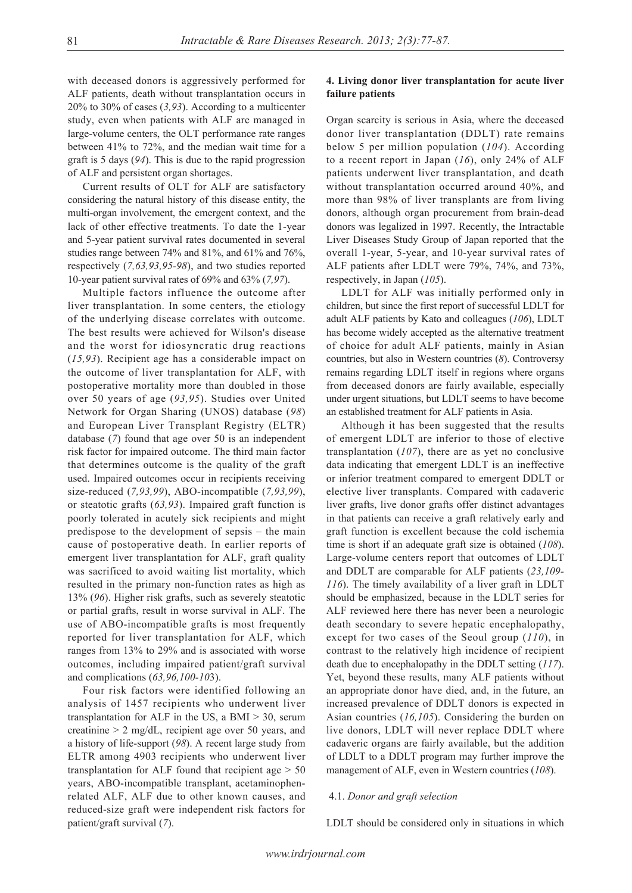with deceased donors is aggressively performed for ALF patients, death without transplantation occurs in 20% to 30% of cases (*3,93*). According to a multicenter study, even when patients with ALF are managed in large-volume centers, the OLT performance rate ranges between 41% to 72%, and the median wait time for a graft is 5 days (*94*). This is due to the rapid progression of ALF and persistent organ shortages.

Current results of OLT for ALF are satisfactory considering the natural history of this disease entity, the multi-organ involvement, the emergent context, and the lack of other effective treatments. To date the 1-year and 5-year patient survival rates documented in several studies range between 74% and 81%, and 61% and 76%, respectively (*7,63,93,95-98*), and two studies reported 10-year patient survival rates of 69% and 63% (*7,97*).

Multiple factors influence the outcome after liver transplantation. In some centers, the etiology of the underlying disease correlates with outcome. The best results were achieved for Wilson's disease and the worst for idiosyncratic drug reactions (*15,93*). Recipient age has a considerable impact on the outcome of liver transplantation for ALF, with postoperative mortality more than doubled in those over 50 years of age (*93,95*). Studies over United Network for Organ Sharing (UNOS) database (*98*) and European Liver Transplant Registry (ELTR) database (*7*) found that age over 50 is an independent risk factor for impaired outcome. The third main factor that determines outcome is the quality of the graft used. Impaired outcomes occur in recipients receiving size-reduced (*7,93,99*), ABO-incompatible (*7,93,99*), or steatotic grafts (*63,93*). Impaired graft function is poorly tolerated in acutely sick recipients and might predispose to the development of sepsis – the main cause of postoperative death. In earlier reports of emergent liver transplantation for ALF, graft quality was sacrificed to avoid waiting list mortality, which resulted in the primary non-function rates as high as 13% (*96*). Higher risk grafts, such as severely steatotic or partial grafts, result in worse survival in ALF. The use of ABO-incompatible grafts is most frequently reported for liver transplantation for ALF, which ranges from 13% to 29% and is associated with worse outcomes, including impaired patient/graft survival and complications (*63,96,100-10*3).

Four risk factors were identified following an analysis of 1457 recipients who underwent liver transplantation for ALF in the US, a BMI > 30, serum creatinine > 2 mg/dL, recipient age over 50 years, and a history of life-support (*98*). A recent large study from ELTR among 4903 recipients who underwent liver transplantation for ALF found that recipient age > 50 years, ABO-incompatible transplant, acetaminophen-related ALF, ALF due to other known causes, and reduced-size graft were independent risk factors for patient/graft survival (*7*).

## 4. Living donor liver transplantation for acute liver failure patients

Organ scarcity is serious in Asia, where the deceased donor liver transplantation (DDLT) rate remains below 5 per million population (*104*). According to a recent report in Japan (*16*), only 24% of ALF patients underwent liver transplantation, and death without transplantation occurred around 40%, and more than 98% of liver transplants are from living donors, although organ procurement from brain-dead donors was legalized in 1997. Recently, the Intractable Liver Diseases Study Group of Japan reported that the overall 1-year, 5-year, and 10-year survival rates of ALF patients after LDLT were 79%, 74%, and 73%, respectively, in Japan (*105*).

LDLT for ALF was initially performed only in children, but since the first report of successful LDLT for adult ALF patients by Kato and colleagues (*106*), LDLT has become widely accepted as the alternative treatment of choice for adult ALF patients, mainly in Asian countries, but also in Western countries (*8*). Controversy remains regarding LDLT itself in regions where organs from deceased donors are fairly available, especially under urgent situations, but LDLT seems to have become an established treatment for ALF patients in Asia.

Although it has been suggested that the results of emergent LDLT are inferior to those of elective transplantation (*107*), there are as yet no conclusive data indicating that emergent LDLT is an ineffective or inferior treatment compared to emergent DDLT or elective liver transplants. Compared with cadaveric liver grafts, live donor grafts offer distinct advantages in that patients can receive a graft relatively early and graft function is excellent because the cold ischemia time is short if an adequate graft size is obtained (*108*). Large-volume centers report that outcomes of LDLT and DDLT are comparable for ALF patients (*23,109-116*). The timely availability of a liver graft in LDLT should be emphasized, because in the LDLT series for ALF reviewed here there has never been a neurologic death secondary to severe hepatic encephalopathy, except for two cases of the Seoul group (*110*), in contrast to the relatively high incidence of recipient death due to encephalopathy in the DDLT setting (*117*). Yet, beyond these results, many ALF patients without an appropriate donor have died, and, in the future, an increased prevalence of DDLT donors is expected in Asian countries (*16,105*). Considering the burden on live donors, LDLT will never replace DDLT where cadaveric organs are fairly available, but the addition of LDLT to a DDLT program may further improve the management of ALF, even in Western countries (*108*).

### 4.1. *Donor and graft selection*

LDLT should be considered only in situations in which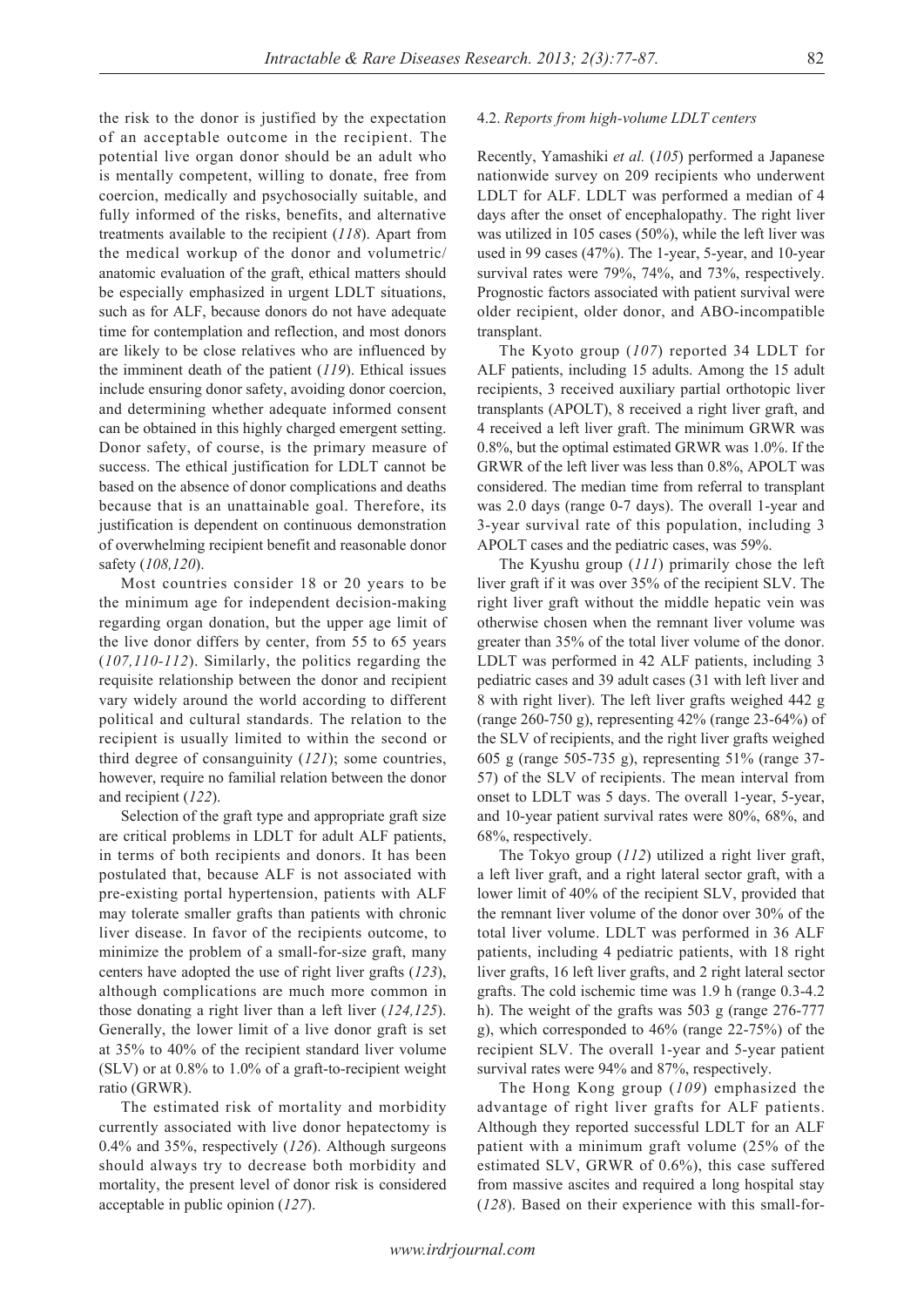the risk to the donor is justified by the expectation of an acceptable outcome in the recipient. The potential live organ donor should be an adult who is mentally competent, willing to donate, free from coercion, medically and psychosocially suitable, and fully informed of the risks, benefits, and alternative treatments available to the recipient (*118*). Apart from the medical workup of the donor and volumetric/anatomic evaluation of the graft, ethical matters should be especially emphasized in urgent LDLT situations, such as for ALF, because donors do not have adequate time for contemplation and reflection, and most donors are likely to be close relatives who are influenced by the imminent death of the patient (*119*). Ethical issues include ensuring donor safety, avoiding donor coercion, and determining whether adequate informed consent can be obtained in this highly charged emergent setting. Donor safety, of course, is the primary measure of success. The ethical justification for LDLT cannot be based on the absence of donor complications and deaths because that is an unattainable goal. Therefore, its justification is dependent on continuous demonstration of overwhelming recipient benefit and reasonable donor safety (*108,120*).

Most countries consider 18 or 20 years to be the minimum age for independent decision-making regarding organ donation, but the upper age limit of the live donor differs by center, from 55 to 65 years (*107,110-112*). Similarly, the politics regarding the requisite relationship between the donor and recipient vary widely around the world according to different political and cultural standards. The relation to the recipient is usually limited to within the second or third degree of consanguinity (*121*); some countries, however, require no familial relation between the donor and recipient (*122*).

Selection of the graft type and appropriate graft size are critical problems in LDLT for adult ALF patients, in terms of both recipients and donors. It has been postulated that, because ALF is not associated with pre-existing portal hypertension, patients with ALF may tolerate smaller grafts than patients with chronic liver disease. In favor of the recipients outcome, to minimize the problem of a small-for-size graft, many centers have adopted the use of right liver grafts (*123*), although complications are much more common in those donating a right liver than a left liver (*124,125*). Generally, the lower limit of a live donor graft is set at 35% to 40% of the recipient standard liver volume (SLV) or at 0.8% to 1.0% of a graft-to-recipient weight ratio (GRWR).

The estimated risk of mortality and morbidity currently associated with live donor hepatectomy is 0.4% and 35%, respectively (*126*). Although surgeons should always try to decrease both morbidity and mortality, the present level of donor risk is considered acceptable in public opinion (*127*).

### 4.2. *Reports from high-volume LDLT centers*

Recently, Yamashiki *et al.* (*105*) performed a Japanese nationwide survey on 209 recipients who underwent LDLT for ALF. LDLT was performed a median of 4 days after the onset of encephalopathy. The right liver was utilized in 105 cases (50%), while the left liver was used in 99 cases (47%). The 1-year, 5-year, and 10-year survival rates were 79%, 74%, and 73%, respectively. Prognostic factors associated with patient survival were older recipient, older donor, and ABO-incompatible transplant.

The Kyoto group (*107*) reported 34 LDLT for ALF patients, including 15 adults. Among the 15 adult recipients, 3 received auxiliary partial orthotopic liver transplants (APOLT), 8 received a right liver graft, and 4 received a left liver graft. The minimum GRWR was 0.8%, but the optimal estimated GRWR was 1.0%. If the GRWR of the left liver was less than 0.8%, APOLT was considered. The median time from referral to transplant was 2.0 days (range 0-7 days). The overall 1-year and 3-year survival rate of this population, including 3 APOLT cases and the pediatric cases, was 59%.

The Kyushu group (*111*) primarily chose the left liver graft if it was over 35% of the recipient SLV. The right liver graft without the middle hepatic vein was otherwise chosen when the remnant liver volume was greater than 35% of the total liver volume of the donor. LDLT was performed in 42 ALF patients, including 3 pediatric cases and 39 adult cases (31 with left liver and 8 with right liver). The left liver grafts weighed 442 g (range 260-750 g), representing 42% (range 23-64%) of the SLV of recipients, and the right liver grafts weighed 605 g (range 505-735 g), representing 51% (range 37-57) of the SLV of recipients. The mean interval from onset to LDLT was 5 days. The overall 1-year, 5-year, and 10-year patient survival rates were 80%, 68%, and 68%, respectively.

The Tokyo group (*112*) utilized a right liver graft, a left liver graft, and a right lateral sector graft, with a lower limit of 40% of the recipient SLV, provided that the remnant liver volume of the donor over 30% of the total liver volume. LDLT was performed in 36 ALF patients, including 4 pediatric patients, with 18 right liver grafts, 16 left liver grafts, and 2 right lateral sector grafts. The cold ischemic time was 1.9 h (range 0.3-4.2 h). The weight of the grafts was 503 g (range 276-777 g), which corresponded to 46% (range 22-75%) of the recipient SLV. The overall 1-year and 5-year patient survival rates were 94% and 87%, respectively.

The Hong Kong group (*109*) emphasized the advantage of right liver grafts for ALF patients. Although they reported successful LDLT for an ALF patient with a minimum graft volume (25% of the estimated SLV, GRWR of 0.6%), this case suffered from massive ascites and required a long hospital stay (*128*). Based on their experience with this small-for-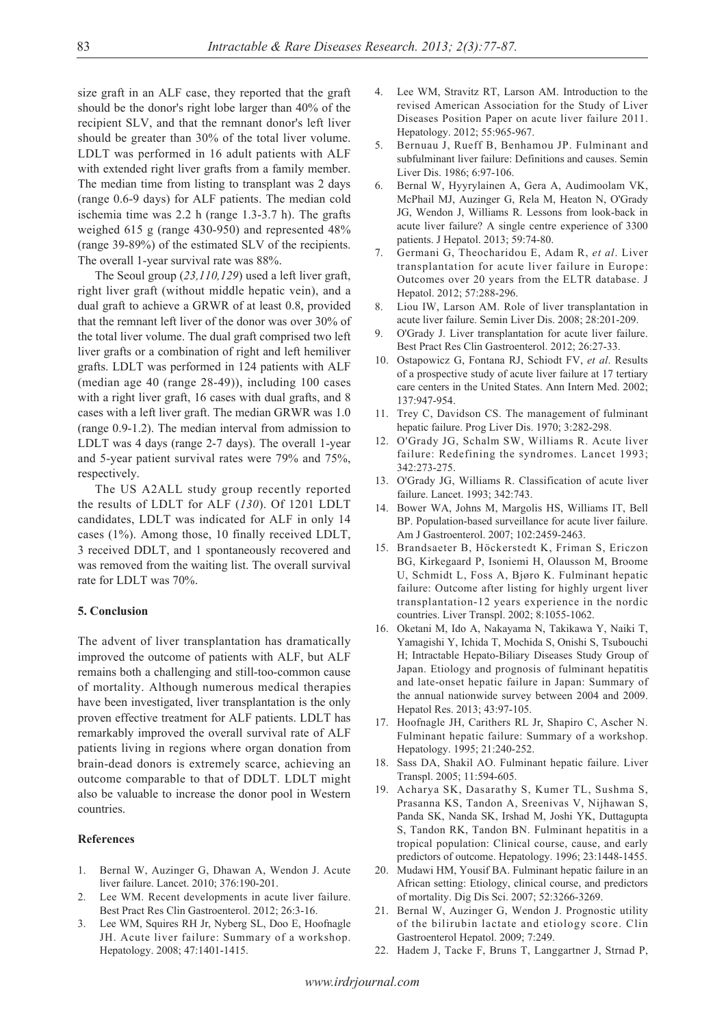size graft in an ALF case, they reported that the graft should be the donor's right lobe larger than 40% of the recipient SLV, and that the remnant donor's left liver should be greater than 30% of the total liver volume. LDLT was performed in 16 adult patients with ALF with extended right liver grafts from a family member. The median time from listing to transplant was 2 days (range 0.6-9 days) for ALF patients. The median cold ischemia time was 2.2 h (range 1.3-3.7 h). The grafts weighed 615 g (range 430-950) and represented 48% (range 39-89%) of the estimated SLV of the recipients. The overall 1-year survival rate was 88%.

The Seoul group (*23,110,129*) used a left liver graft, right liver graft (without middle hepatic vein), and a dual graft to achieve a GRWR of at least 0.8, provided that the remnant left liver of the donor was over 30% of the total liver volume. The dual graft comprised two left liver grafts or a combination of right and left hemiliver grafts. LDLT was performed in 124 patients with ALF (median age 40 (range 28-49)), including 100 cases with a right liver graft, 16 cases with dual grafts, and 8 cases with a left liver graft. The median GRWR was 1.0 (range 0.9-1.2). The median interval from admission to LDLT was 4 days (range 2-7 days). The overall 1-year and 5-year patient survival rates were 79% and 75%, respectively.

The US A2ALL study group recently reported the results of LDLT for ALF (*130*). Of 1201 LDLT candidates, LDLT was indicated for ALF in only 14 cases (1%). Among those, 10 finally received LDLT, 3 received DDLT, and 1 spontaneously recovered and was removed from the waiting list. The overall survival rate for LDLT was 70%.

## 5. Conclusion

The advent of liver transplantation has dramatically improved the outcome of patients with ALF, but ALF remains both a challenging and still-too-common cause of mortality. Although numerous medical therapies have been investigated, liver transplantation is the only proven effective treatment for ALF patients. LDLT has remarkably improved the overall survival rate of ALF patients living in regions where organ donation from brain-dead donors is extremely scarce, achieving an outcome comparable to that of DDLT. LDLT might also be valuable to increase the donor pool in Western countries.

## References

1. Bernal W, Auzinger G, Dhawan A, Wendon J. Acute liver failure. Lancet. 2010; 376:190-201.
2. Lee WM. Recent developments in acute liver failure. Best Pract Res Clin Gastroenterol. 2012; 26:3-16.
3. Lee WM, Squires RH Jr, Nyberg SL, Doo E, Hoofnagle JH. Acute liver failure: Summary of a workshop. Hepatology. 2008; 47:1401-1415.
4. Lee WM, Stravitz RT, Larson AM. Introduction to the revised American Association for the Study of Liver Diseases Position Paper on acute liver failure 2011. Hepatology. 2012; 55:965-967.
5. Bernuau J, Rueff B, Benhamou JP. Fulminant and subfulminant liver failure: Definitions and causes. Semin Liver Dis. 1986; 6:97-106.
6. Bernal W, Hyyrylainen A, Gera A, Audimoolam VK, McPhail MJ, Auzinger G, Rela M, Heaton N, O'Grady JG, Wendon J, Williams R. Lessons from look-back in acute liver failure? A single centre experience of 3300 patients. J Hepatol. 2013; 59:74-80.
7. Germani G, Theocharidou E, Adam R, *et al*. Liver transplantation for acute liver failure in Europe: Outcomes over 20 years from the ELTR database. J Hepatol. 2012; 57:288-296.
8. Liou IW, Larson AM. Role of liver transplantation in acute liver failure. Semin Liver Dis. 2008; 28:201-209.
9. O'Grady J. Liver transplantation for acute liver failure. Best Pract Res Clin Gastroenterol. 2012; 26:27-33.
10. Ostapowicz G, Fontana RJ, Schiodt FV, *et al*. Results of a prospective study of acute liver failure at 17 tertiary care centers in the United States. Ann Intern Med. 2002; 137:947-954.
11. Trey C, Davidson CS. The management of fulminant hepatic failure. Prog Liver Dis. 1970; 3:282-298.
12. O'Grady JG, Schalm SW, Williams R. Acute liver failure: Redefining the syndromes. Lancet 1993; 342:273-275.
13. O'Grady JG, Williams R. Classification of acute liver failure. Lancet. 1993; 342:743.
14. Bower WA, Johns M, Margolis HS, Williams IT, Bell BP. Population-based surveillance for acute liver failure. Am J Gastroenterol. 2007; 102:2459-2463.
15. Brandsaeter B, Höckerstedt K, Friman S, Ericzon BG, Kirkegaard P, Isoniemi H, Olausson M, Broome U, Schmidt L, Foss A, Bjøro K. Fulminant hepatic failure: Outcome after listing for highly urgent liver transplantation-12 years experience in the nordic countries. Liver Transpl. 2002; 8:1055-1062.
16. Oketani M, Ido A, Nakayama N, Takikawa Y, Naiki T, Yamagishi Y, Ichida T, Mochida S, Onishi S, Tsubouchi H; Intractable Hepato-Biliary Diseases Study Group of Japan. Etiology and prognosis of fulminant hepatitis and late-onset hepatic failure in Japan: Summary of the annual nationwide survey between 2004 and 2009. Hepatol Res. 2013; 43:97-105.
17. Hoofnagle JH, Carithers RL Jr, Shapiro C, Ascher N. Fulminant hepatic failure: Summary of a workshop. Hepatology. 1995; 21:240-252.
18. Sass DA, Shakil AO. Fulminant hepatic failure. Liver Transpl. 2005; 11:594-605.
19. Acharya SK, Dasarathy S, Kumer TL, Sushma S, Prasanna KS, Tandon A, Sreenivas V, Nijhawan S, Panda SK, Nanda SK, Irshad M, Joshi YK, Duttagupta S, Tandon RK, Tandon BN. Fulminant hepatitis in a tropical population: Clinical course, cause, and early predictors of outcome. Hepatology. 1996; 23:1448-1455.
20. Mudawi HM, Yousif BA. Fulminant hepatic failure in an African setting: Etiology, clinical course, and predictors of mortality. Dig Dis Sci. 2007; 52:3266-3269.
21. Bernal W, Auzinger G, Wendon J. Prognostic utility of the bilirubin lactate and etiology score. Clin Gastroenterol Hepatol. 2009; 7:249.
22. Hadem J, Tacke F, Bruns T, Langgartner J, Strnad P,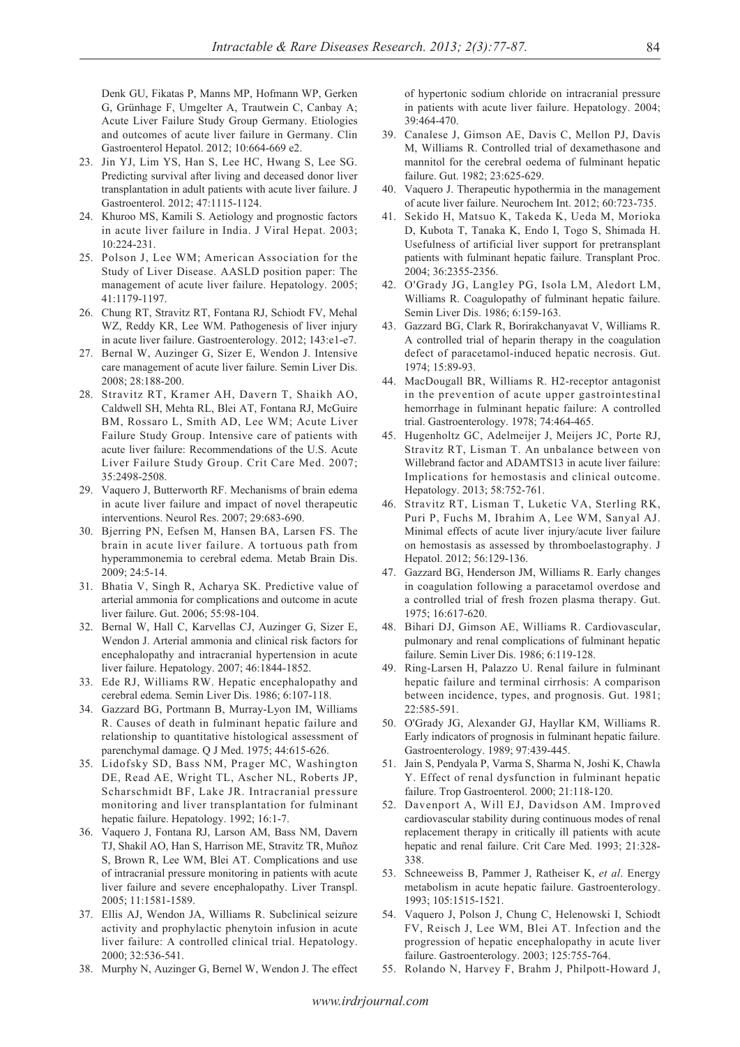Denk GU, Fikatas P, Manns MP, Hofmann WP, Gerken G, Grünhage F, Umgelter A, Trautwein C, Canbay A; Acute Liver Failure Study Group Germany. Etiologies and outcomes of acute liver failure in Germany. Clin Gastroenterol Hepatol. 2012; 10:664-669 e2.

23. Jin YJ, Lim YS, Han S, Lee HC, Hwang S, Lee SG. Predicting survival after living and deceased donor liver transplantation in adult patients with acute liver failure. J Gastroenterol. 2012; 47:1115-1124.
24. Khuroo MS, Kamili S. Aetiology and prognostic factors in acute liver failure in India. J Viral Hepat. 2003; 10:224-231.
25. Polson J, Lee WM; American Association for the Study of Liver Disease. AASLD position paper: The management of acute liver failure. Hepatology. 2005; 41:1179-1197.
26. Chung RT, Stravitz RT, Fontana RJ, Schiodt FV, Mehal WZ, Reddy KR, Lee WM. Pathogenesis of liver injury in acute liver failure. Gastroenterology. 2012; 143:e1-e7.
27. Bernal W, Auzinger G, Sizer E, Wendon J. Intensive care management of acute liver failure. Semin Liver Dis. 2008; 28:188-200.
28. Stravitz RT, Kramer AH, Davern T, Shaikh AO, Caldwell SH, Mehta RL, Blei AT, Fontana RJ, McGuire BM, Rossaro L, Smith AD, Lee WM; Acute Liver Failure Study Group. Intensive care of patients with acute liver failure: Recommendations of the U.S. Acute Liver Failure Study Group. Crit Care Med. 2007; 35:2498-2508.
29. Vaquero J, Butterworth RF. Mechanisms of brain edema in acute liver failure and impact of novel therapeutic interventions. Neurol Res. 2007; 29:683-690.
30. Bjerring PN, Eefsen M, Hansen BA, Larsen FS. The brain in acute liver failure. A tortuous path from hyperammonemia to cerebral edema. Metab Brain Dis. 2009; 24:5-14.
31. Bhatia V, Singh R, Acharya SK. Predictive value of arterial ammonia for complications and outcome in acute liver failure. Gut. 2006; 55:98-104.
32. Bernal W, Hall C, Karvellas CJ, Auzinger G, Sizer E, Wendon J. Arterial ammonia and clinical risk factors for encephalopathy and intracranial hypertension in acute liver failure. Hepatology. 2007; 46:1844-1852.
33. Ede RJ, Williams RW. Hepatic encephalopathy and cerebral edema. Semin Liver Dis. 1986; 6:107-118.
34. Gazzard BG, Portmann B, Murray-Lyon IM, Williams R. Causes of death in fulminant hepatic failure and relationship to quantitative histological assessment of parenchymal damage. Q J Med. 1975; 44:615-626.
35. Lidofsky SD, Bass NM, Prager MC, Washington DE, Read AE, Wright TL, Ascher NL, Roberts JP, Scharschmidt BF, Lake JR. Intracranial pressure monitoring and liver transplantation for fulminant hepatic failure. Hepatology. 1992; 16:1-7.
36. Vaquero J, Fontana RJ, Larson AM, Bass NM, Davern TJ, Shakil AO, Han S, Harrison ME, Stravitz TR, Muñoz S, Brown R, Lee WM, Blei AT. Complications and use of intracranial pressure monitoring in patients with acute liver failure and severe encephalopathy. Liver Transpl. 2005; 11:1581-1589.
37. Ellis AJ, Wendon JA, Williams R. Subclinical seizure activity and prophylactic phenytoin infusion in acute liver failure: A controlled clinical trial. Hepatology. 2000; 32:536-541.
38. Murphy N, Auzinger G, Bernel W, Wendon J. The effect of hypertonic sodium chloride on intracranial pressure in patients with acute liver failure. Hepatology. 2004; 39:464-470.
39. Canalese J, Gimson AE, Davis C, Mellon PJ, Davis M, Williams R. Controlled trial of dexamethasone and mannitol for the cerebral oedema of fulminant hepatic failure. Gut. 1982; 23:625-629.
40. Vaquero J. Therapeutic hypothermia in the management of acute liver failure. Neurochem Int. 2012; 60:723-735.
41. Sekido H, Matsuo K, Takeda K, Ueda M, Morioka D, Kubota T, Tanaka K, Endo I, Togo S, Shimada H. Usefulness of artificial liver support for pretransplant patients with fulminant hepatic failure. Transplant Proc. 2004; 36:2355-2356.
42. O'Grady JG, Langley PG, Isola LM, Aledort LM, Williams R. Coagulopathy of fulminant hepatic failure. Semin Liver Dis. 1986; 6:159-163.
43. Gazzard BG, Clark R, Borirakchanyavat V, Williams R. A controlled trial of heparin therapy in the coagulation defect of paracetamol-induced hepatic necrosis. Gut. 1974; 15:89-93.
44. MacDougall BR, Williams R. H2-receptor antagonist in the prevention of acute upper gastrointestinal hemorrhage in fulminant hepatic failure: A controlled trial. Gastroenterology. 1978; 74:464-465.
45. Hugenholtz GC, Adelmeijer J, Meijers JC, Porte RJ, Stravitz RT, Lisman T. An unbalance between von Willebrand factor and ADAMTS13 in acute liver failure: Implications for hemostasis and clinical outcome. Hepatology. 2013; 58:752-761.
46. Stravitz RT, Lisman T, Luketic VA, Sterling RK, Puri P, Fuchs M, Ibrahim A, Lee WM, Sanyal AJ. Minimal effects of acute liver injury/acute liver failure on hemostasis as assessed by thromboelastography. J Hepatol. 2012; 56:129-136.
47. Gazzard BG, Henderson JM, Williams R. Early changes in coagulation following a paracetamol overdose and a controlled trial of fresh frozen plasma therapy. Gut. 1975; 16:617-620.
48. Bihari DJ, Gimson AE, Williams R. Cardiovascular, pulmonary and renal complications of fulminant hepatic failure. Semin Liver Dis. 1986; 6:119-128.
49. Ring-Larsen H, Palazzo U. Renal failure in fulminant hepatic failure and terminal cirrhosis: A comparison between incidence, types, and prognosis. Gut. 1981; 22:585-591.
50. O'Grady JG, Alexander GJ, Hayllar KM, Williams R. Early indicators of prognosis in fulminant hepatic failure. Gastroenterology. 1989; 97:439-445.
51. Jain S, Pendyala P, Varma S, Sharma N, Joshi K, Chawla Y. Effect of renal dysfunction in fulminant hepatic failure. Trop Gastroenterol. 2000; 21:118-120.
52. Davenport A, Will EJ, Davidson AM. Improved cardiovascular stability during continuous modes of renal replacement therapy in critically ill patients with acute hepatic and renal failure. Crit Care Med. 1993; 21:328-338.
53. Schneeweiss B, Pammer J, Ratheiser K, *et al*. Energy metabolism in acute hepatic failure. Gastroenterology. 1993; 105:1515-1521.
54. Vaquero J, Polson J, Chung C, Helenowski I, Schiodt FV, Reisch J, Lee WM, Blei AT. Infection and the progression of hepatic encephalopathy in acute liver failure. Gastroenterology. 2003; 125:755-764.
55. Rolando N, Harvey F, Brahm J, Philpott-Howard J,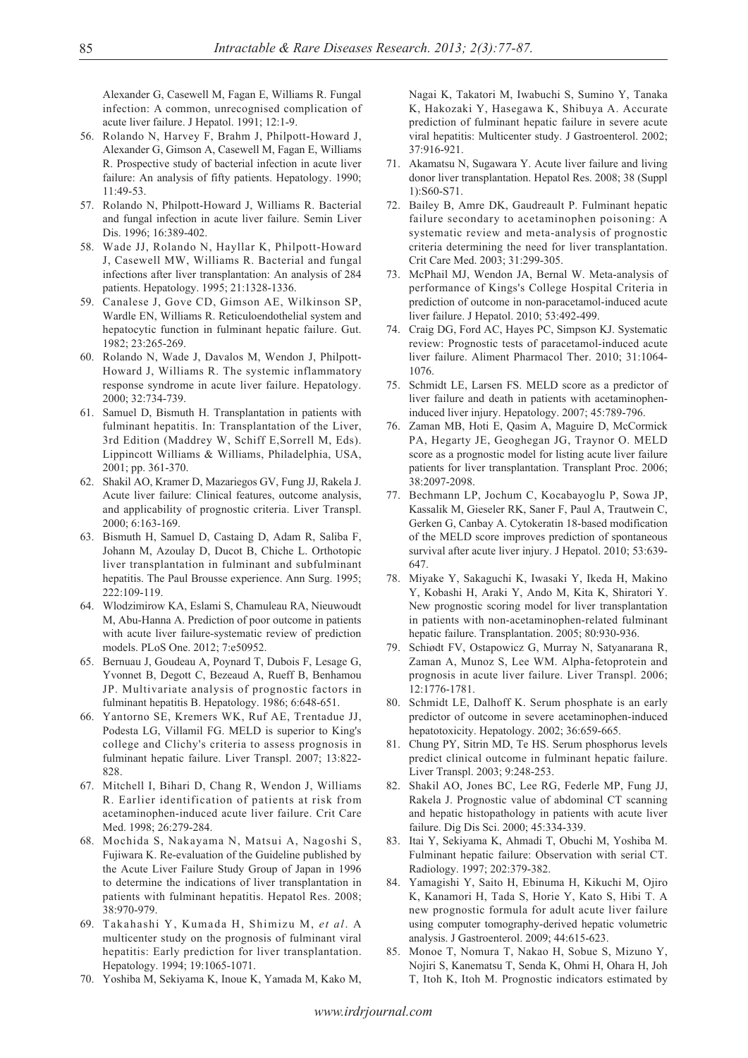Alexander G, Casewell M, Fagan E, Williams R. Fungal infection: A common, unrecognised complication of acute liver failure. J Hepatol. 1991; 12:1-9.

56. Rolando N, Harvey F, Brahm J, Philpott-Howard J, Alexander G, Gimson A, Casewell M, Fagan E, Williams R. Prospective study of bacterial infection in acute liver failure: An analysis of fifty patients. Hepatology. 1990; 11:49-53.
57. Rolando N, Philpott-Howard J, Williams R. Bacterial and fungal infection in acute liver failure. Semin Liver Dis. 1996; 16:389-402.
58. Wade JJ, Rolando N, Hayllar K, Philpott-Howard J, Casewell MW, Williams R. Bacterial and fungal infections after liver transplantation: An analysis of 284 patients. Hepatology. 1995; 21:1328-1336.
59. Canalese J, Gove CD, Gimson AE, Wilkinson SP, Wardle EN, Williams R. Reticuloendothelial system and hepatocytic function in fulminant hepatic failure. Gut. 1982; 23:265-269.
60. Rolando N, Wade J, Davalos M, Wendon J, Philpott-Howard J, Williams R. The systemic inflammatory response syndrome in acute liver failure. Hepatology. 2000; 32:734-739.
61. Samuel D, Bismuth H. Transplantation in patients with fulminant hepatitis. In: Transplantation of the Liver, 3rd Edition (Maddrey W, Schiff E,Sorrell M, Eds). Lippincott Williams & Williams, Philadelphia, USA, 2001; pp. 361-370.
62. Shakil AO, Kramer D, Mazariegos GV, Fung JJ, Rakela J. Acute liver failure: Clinical features, outcome analysis, and applicability of prognostic criteria. Liver Transpl. 2000; 6:163-169.
63. Bismuth H, Samuel D, Castaing D, Adam R, Saliba F, Johann M, Azoulay D, Ducot B, Chiche L. Orthotopic liver transplantation in fulminant and subfulminant hepatitis. The Paul Brousse experience. Ann Surg. 1995; 222:109-119.
64. Wlodzimirow KA, Eslami S, Chamuleau RA, Nieuwoudt M, Abu-Hanna A. Prediction of poor outcome in patients with acute liver failure-systematic review of prediction models. PLoS One. 2012; 7:e50952.
65. Bernuau J, Goudeau A, Poynard T, Dubois F, Lesage G, Yvonnet B, Degott C, Bezeaud A, Rueff B, Benhamou JP. Multivariate analysis of prognostic factors in fulminant hepatitis B. Hepatology. 1986; 6:648-651.
66. Yantorno SE, Kremers WK, Ruf AE, Trentadue JJ, Podesta LG, Villamil FG. MELD is superior to King's college and Clichy's criteria to assess prognosis in fulminant hepatic failure. Liver Transpl. 2007; 13:822-828.
67. Mitchell I, Bihari D, Chang R, Wendon J, Williams R. Earlier identification of patients at risk from acetaminophen-induced acute liver failure. Crit Care Med. 1998; 26:279-284.
68. Mochida S, Nakayama N, Matsui A, Nagoshi S, Fujiwara K. Re-evaluation of the Guideline published by the Acute Liver Failure Study Group of Japan in 1996 to determine the indications of liver transplantation in patients with fulminant hepatitis. Hepatol Res. 2008; 38:970-979.
69. Takahashi Y, Kumada H, Shimizu M, *et al*. A multicenter study on the prognosis of fulminant viral hepatitis: Early prediction for liver transplantation. Hepatology. 1994; 19:1065-1071.
70. Yoshiba M, Sekiyama K, Inoue K, Yamada M, Kako M, Nagai K, Takatori M, Iwabuchi S, Sumino Y, Tanaka K, Hakozaki Y, Hasegawa K, Shibuya A. Accurate prediction of fulminant hepatic failure in severe acute viral hepatitis: Multicenter study. J Gastroenterol. 2002; 37:916-921.
71. Akamatsu N, Sugawara Y. Acute liver failure and living donor liver transplantation. Hepatol Res. 2008; 38 (Suppl 1):S60-S71.
72. Bailey B, Amre DK, Gaudreault P. Fulminant hepatic failure secondary to acetaminophen poisoning: A systematic review and meta-analysis of prognostic criteria determining the need for liver transplantation. Crit Care Med. 2003; 31:299-305.
73. McPhail MJ, Wendon JA, Bernal W. Meta-analysis of performance of Kings's College Hospital Criteria in prediction of outcome in non-paracetamol-induced acute liver failure. J Hepatol. 2010; 53:492-499.
74. Craig DG, Ford AC, Hayes PC, Simpson KJ. Systematic review: Prognostic tests of paracetamol-induced acute liver failure. Aliment Pharmacol Ther. 2010; 31:1064-1076.
75. Schmidt LE, Larsen FS. MELD score as a predictor of liver failure and death in patients with acetaminophen-induced liver injury. Hepatology. 2007; 45:789-796.
76. Zaman MB, Hoti E, Qasim A, Maguire D, McCormick PA, Hegarty JE, Geoghegan JG, Traynor O. MELD score as a prognostic model for listing acute liver failure patients for liver transplantation. Transplant Proc. 2006; 38:2097-2098.
77. Bechmann LP, Jochum C, Kocabayoglu P, Sowa JP, Kassalik M, Gieseler RK, Saner F, Paul A, Trautwein C, Gerken G, Canbay A. Cytokeratin 18-based modification of the MELD score improves prediction of spontaneous survival after acute liver injury. J Hepatol. 2010; 53:639-647.
78. Miyake Y, Sakaguchi K, Iwasaki Y, Ikeda H, Makino Y, Kobashi H, Araki Y, Ando M, Kita K, Shiratori Y. New prognostic scoring model for liver transplantation in patients with non-acetaminophen-related fulminant hepatic failure. Transplantation. 2005; 80:930-936.
79. Schiødt FV, Ostapowicz G, Murray N, Satyanarana R, Zaman A, Munoz S, Lee WM. Alpha-fetoprotein and prognosis in acute liver failure. Liver Transpl. 2006; 12:1776-1781.
80. Schmidt LE, Dalhoff K. Serum phosphate is an early predictor of outcome in severe acetaminophen-induced hepatotoxicity. Hepatology. 2002; 36:659-665.
81. Chung PY, Sitrin MD, Te HS. Serum phosphorus levels predict clinical outcome in fulminant hepatic failure. Liver Transpl. 2003; 9:248-253.
82. Shakil AO, Jones BC, Lee RG, Federle MP, Fung JJ, Rakela J. Prognostic value of abdominal CT scanning and hepatic histopathology in patients with acute liver failure. Dig Dis Sci. 2000; 45:334-339.
83. Itai Y, Sekiyama K, Ahmadi T, Obuchi M, Yoshiba M. Fulminant hepatic failure: Observation with serial CT. Radiology. 1997; 202:379-382.
84. Yamagishi Y, Saito H, Ebinuma H, Kikuchi M, Ojiro K, Kanamori H, Tada S, Horie Y, Kato S, Hibi T. A new prognostic formula for adult acute liver failure using computer tomography-derived hepatic volumetric analysis. J Gastroenterol. 2009; 44:615-623.
85. Monoe T, Nomura T, Nakao H, Sobue S, Mizuno Y, Nojiri S, Kanematsu T, Senda K, Ohmi H, Ohara H, Joh T, Itoh K, Itoh M. Prognostic indicators estimated by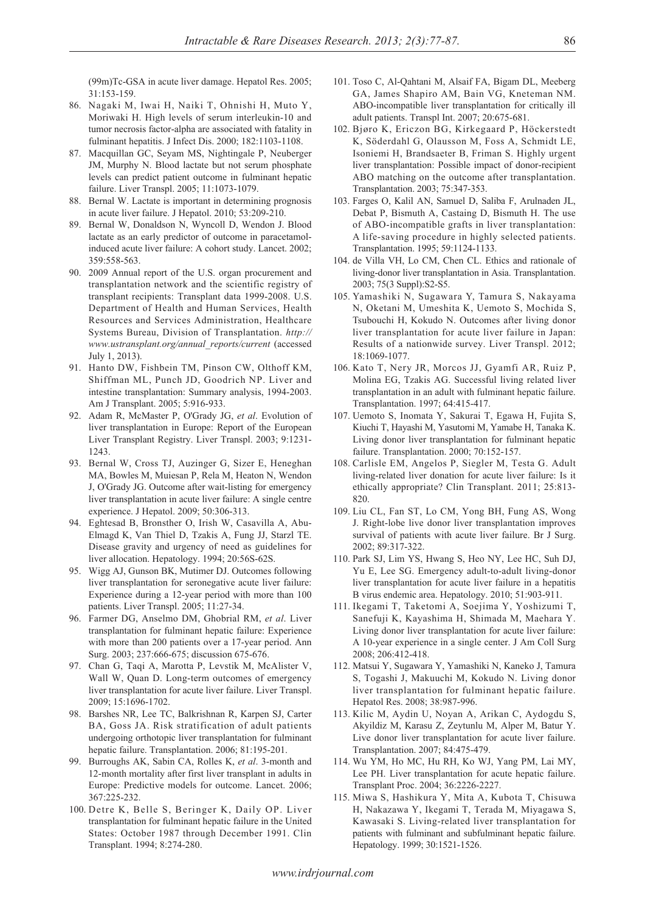(99m)Tc-GSA in acute liver damage. Hepatol Res. 2005; 31:153-159.

86. Nagaki M, Iwai H, Naiki T, Ohnishi H, Muto Y, Moriwaki H. High levels of serum interleukin-10 and tumor necrosis factor-alpha are associated with fatality in fulminant hepatitis. J Infect Dis. 2000; 182:1103-1108.
87. Macquillan GC, Seyam MS, Nightingale P, Neuberger JM, Murphy N. Blood lactate but not serum phosphate levels can predict patient outcome in fulminant hepatic failure. Liver Transpl. 2005; 11:1073-1079.
88. Bernal W. Lactate is important in determining prognosis in acute liver failure. J Hepatol. 2010; 53:209-210.
89. Bernal W, Donaldson N, Wyncoll D, Wendon J. Blood lactate as an early predictor of outcome in paracetamol-induced acute liver failure: A cohort study. Lancet. 2002; 359:558-563.
90. 2009 Annual report of the U.S. organ procurement and transplantation network and the scientific registry of transplant recipients: Transplant data 1999-2008. U.S. Department of Health and Human Services, Health Resources and Services Administration, Healthcare Systems Bureau, Division of Transplantation. *http://www.ustransplant.org/annual_reports/current* (accessed July 1, 2013).
91. Hanto DW, Fishbein TM, Pinson CW, Olthoff KM, Shiffman ML, Punch JD, Goodrich NP. Liver and intestine transplantation: Summary analysis, 1994-2003. Am J Transplant. 2005; 5:916-933.
92. Adam R, McMaster P, O'Grady JG, *et al*. Evolution of liver transplantation in Europe: Report of the European Liver Transplant Registry. Liver Transpl. 2003; 9:1231-1243.
93. Bernal W, Cross TJ, Auzinger G, Sizer E, Heneghan MA, Bowles M, Muiesan P, Rela M, Heaton N, Wendon J, O'Grady JG. Outcome after wait-listing for emergency liver transplantation in acute liver failure: A single centre experience. J Hepatol. 2009; 50:306-313.
94. Eghtesad B, Bronsther O, Irish W, Casavilla A, Abu-Elmagd K, Van Thiel D, Tzakis A, Fung JJ, Starzl TE. Disease gravity and urgency of need as guidelines for liver allocation. Hepatology. 1994; 20:56S-62S.
95. Wigg AJ, Gunson BK, Mutimer DJ. Outcomes following liver transplantation for seronegative acute liver failure: Experience during a 12-year period with more than 100 patients. Liver Transpl. 2005; 11:27-34.
96. Farmer DG, Anselmo DM, Ghobrial RM, *et al*. Liver transplantation for fulminant hepatic failure: Experience with more than 200 patients over a 17-year period. Ann Surg. 2003; 237:666-675; discussion 675-676.
97. Chan G, Taqi A, Marotta P, Levstik M, McAlister V, Wall W, Quan D. Long-term outcomes of emergency liver transplantation for acute liver failure. Liver Transpl. 2009; 15:1696-1702.
98. Barshes NR, Lee TC, Balkrishnan R, Karpen SJ, Carter BA, Goss JA. Risk stratification of adult patients undergoing orthotopic liver transplantation for fulminant hepatic failure. Transplantation. 2006; 81:195-201.
99. Burroughs AK, Sabin CA, Rolles K, *et al*. 3-month and 12-month mortality after first liver transplant in adults in Europe: Predictive models for outcome. Lancet. 2006; 367:225-232.
100. Detre K, Belle S, Beringer K, Daily OP. Liver transplantation for fulminant hepatic failure in the United States: October 1987 through December 1991. Clin Transplant. 1994; 8:274-280.
101. Toso C, Al-Qahtani M, Alsaif FA, Bigam DL, Meeberg GA, James Shapiro AM, Bain VG, Kneteman NM. ABO-incompatible liver transplantation for critically ill adult patients. Transpl Int. 2007; 20:675-681.
102. Bjøro K, Ericzon BG, Kirkegaard P, Höckerstedt K, Söderdahl G, Olausson M, Foss A, Schmidt LE, Isoniemi H, Brandsaeter B, Friman S. Highly urgent liver transplantation: Possible impact of donor-recipient ABO matching on the outcome after transplantation. Transplantation. 2003; 75:347-353.
103. Farges O, Kalil AN, Samuel D, Saliba F, Arulnaden JL, Debat P, Bismuth A, Castaing D, Bismuth H. The use of ABO-incompatible grafts in liver transplantation: A life-saving procedure in highly selected patients. Transplantation. 1995; 59:1124-1133.
104. de Villa VH, Lo CM, Chen CL. Ethics and rationale of living-donor liver transplantation in Asia. Transplantation. 2003; 75(3 Suppl):S2-S5.
105. Yamashiki N, Sugawara Y, Tamura S, Nakayama N, Oketani M, Umeshita K, Uemoto S, Mochida S, Tsubouchi H, Kokudo N. Outcomes after living donor liver transplantation for acute liver failure in Japan: Results of a nationwide survey. Liver Transpl. 2012; 18:1069-1077.
106. Kato T, Nery JR, Morcos JJ, Gyamfi AR, Ruiz P, Molina EG, Tzakis AG. Successful living related liver transplantation in an adult with fulminant hepatic failure. Transplantation. 1997; 64:415-417.
107. Uemoto S, Inomata Y, Sakurai T, Egawa H, Fujita S, Kiuchi T, Hayashi M, Yasutomi M, Yamabe H, Tanaka K. Living donor liver transplantation for fulminant hepatic failure. Transplantation. 2000; 70:152-157.
108. Carlisle EM, Angelos P, Siegler M, Testa G. Adult living-related liver donation for acute liver failure: Is it ethically appropriate? Clin Transplant. 2011; 25:813-820.
109. Liu CL, Fan ST, Lo CM, Yong BH, Fung AS, Wong J. Right-lobe live donor liver transplantation improves survival of patients with acute liver failure. Br J Surg. 2002; 89:317-322.
110. Park SJ, Lim YS, Hwang S, Heo NY, Lee HC, Suh DJ, Yu E, Lee SG. Emergency adult-to-adult living-donor liver transplantation for acute liver failure in a hepatitis B virus endemic area. Hepatology. 2010; 51:903-911.
111. Ikegami T, Taketomi A, Soejima Y, Yoshizumi T, Sanefuji K, Kayashima H, Shimada M, Maehara Y. Living donor liver transplantation for acute liver failure: A 10-year experience in a single center. J Am Coll Surg 2008; 206:412-418.
112. Matsui Y, Sugawara Y, Yamashiki N, Kaneko J, Tamura S, Togashi J, Makuuchi M, Kokudo N. Living donor liver transplantation for fulminant hepatic failure. Hepatol Res. 2008; 38:987-996.
113. Kilic M, Aydin U, Noyan A, Arikan C, Aydogdu S, Akyildiz M, Karasu Z, Zeytunlu M, Alper M, Batur Y. Live donor liver transplantation for acute liver failure. Transplantation. 2007; 84:475-479.
114. Wu YM, Ho MC, Hu RH, Ko WJ, Yang PM, Lai MY, Lee PH. Liver transplantation for acute hepatic failure. Transplant Proc. 2004; 36:2226-2227.
115. Miwa S, Hashikura Y, Mita A, Kubota T, Chisuwa H, Nakazawa Y, Ikegami T, Terada M, Miyagawa S, Kawasaki S. Living-related liver transplantation for patients with fulminant and subfulminant hepatic failure. Hepatology. 1999; 30:1521-1526.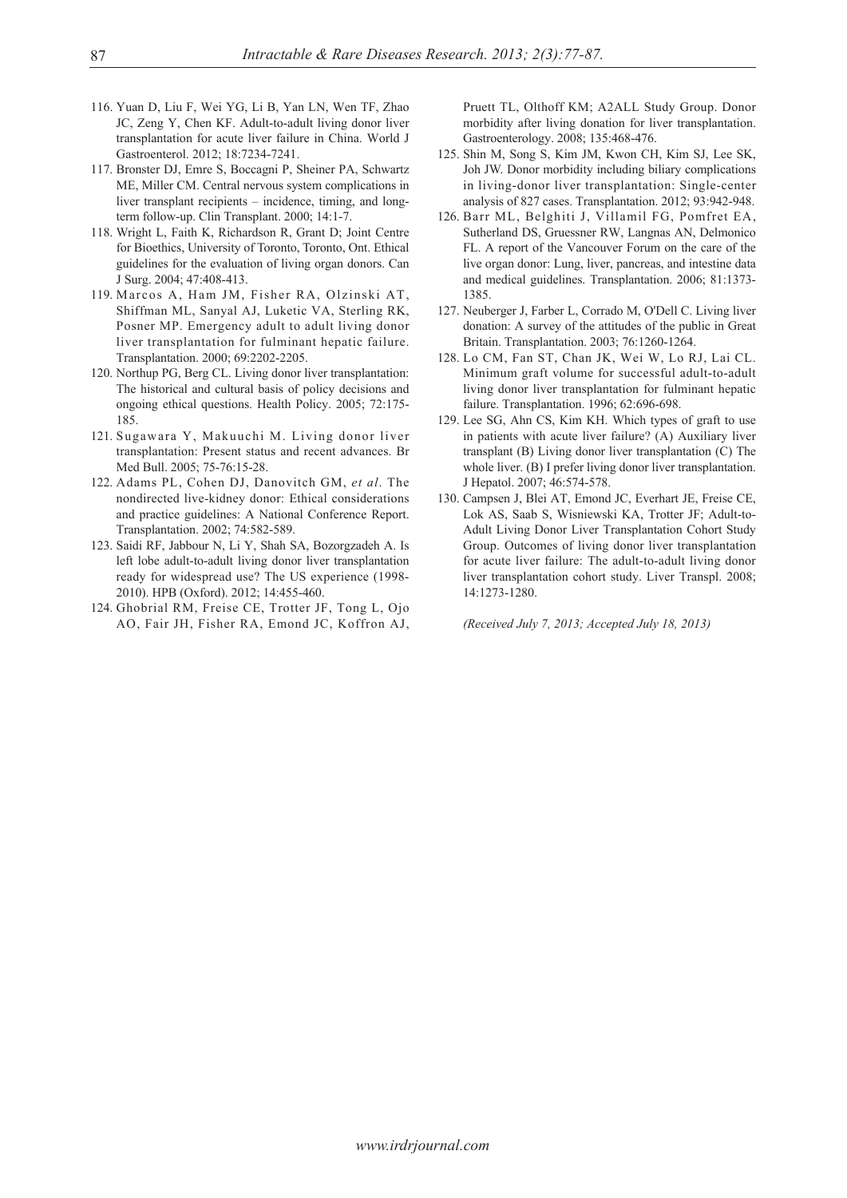116. Yuan D, Liu F, Wei YG, Li B, Yan LN, Wen TF, Zhao JC, Zeng Y, Chen KF. Adult-to-adult living donor liver transplantation for acute liver failure in China. World J Gastroenterol. 2012; 18:7234-7241.
117. Bronster DJ, Emre S, Boccagni P, Sheiner PA, Schwartz ME, Miller CM. Central nervous system complications in liver transplant recipients – incidence, timing, and long-term follow-up. Clin Transplant. 2000; 14:1-7.
118. Wright L, Faith K, Richardson R, Grant D; Joint Centre for Bioethics, University of Toronto, Toronto, Ont. Ethical guidelines for the evaluation of living organ donors. Can J Surg. 2004; 47:408-413.
119. Marcos A, Ham JM, Fisher RA, Olzinski AT, Shiffman ML, Sanyal AJ, Luketic VA, Sterling RK, Posner MP. Emergency adult to adult living donor liver transplantation for fulminant hepatic failure. Transplantation. 2000; 69:2202-2205.
120. Northup PG, Berg CL. Living donor liver transplantation: The historical and cultural basis of policy decisions and ongoing ethical questions. Health Policy. 2005; 72:175-185.
121. Sugawara Y, Makuuchi M. Living donor liver transplantation: Present status and recent advances. Br Med Bull. 2005; 75-76:15-28.
122. Adams PL, Cohen DJ, Danovitch GM, *et al*. The nondirected live-kidney donor: Ethical considerations and practice guidelines: A National Conference Report. Transplantation. 2002; 74:582-589.
123. Saidi RF, Jabbour N, Li Y, Shah SA, Bozorgzadeh A. Is left lobe adult-to-adult living donor liver transplantation ready for widespread use? The US experience (1998-2010). HPB (Oxford). 2012; 14:455-460.
124. Ghobrial RM, Freise CE, Trotter JF, Tong L, Ojo AO, Fair JH, Fisher RA, Emond JC, Koffron AJ, Pruett TL, Olthoff KM; A2ALL Study Group. Donor morbidity after living donation for liver transplantation. Gastroenterology. 2008; 135:468-476.
125. Shin M, Song S, Kim JM, Kwon CH, Kim SJ, Lee SK, Joh JW. Donor morbidity including biliary complications in living-donor liver transplantation: Single-center analysis of 827 cases. Transplantation. 2012; 93:942-948.
126. Barr ML, Belghiti J, Villamil FG, Pomfret EA, Sutherland DS, Gruessner RW, Langnas AN, Delmonico FL. A report of the Vancouver Forum on the care of the live organ donor: Lung, liver, pancreas, and intestine data and medical guidelines. Transplantation. 2006; 81:1373-1385.
127. Neuberger J, Farber L, Corrado M, O'Dell C. Living liver donation: A survey of the attitudes of the public in Great Britain. Transplantation. 2003; 76:1260-1264.
128. Lo CM, Fan ST, Chan JK, Wei W, Lo RJ, Lai CL. Minimum graft volume for successful adult-to-adult living donor liver transplantation for fulminant hepatic failure. Transplantation. 1996; 62:696-698.
129. Lee SG, Ahn CS, Kim KH. Which types of graft to use in patients with acute liver failure? (A) Auxiliary liver transplant (B) Living donor liver transplantation (C) The whole liver. (B) I prefer living donor liver transplantation. J Hepatol. 2007; 46:574-578.
130. Campsen J, Blei AT, Emond JC, Everhart JE, Freise CE, Lok AS, Saab S, Wisniewski KA, Trotter JF; Adult-to-Adult Living Donor Liver Transplantation Cohort Study Group. Outcomes of living donor liver transplantation for acute liver failure: The adult-to-adult living donor liver transplantation cohort study. Liver Transpl. 2008; 14:1273-1280.

*(Received July 7, 2013; Accepted July 18, 2013)*